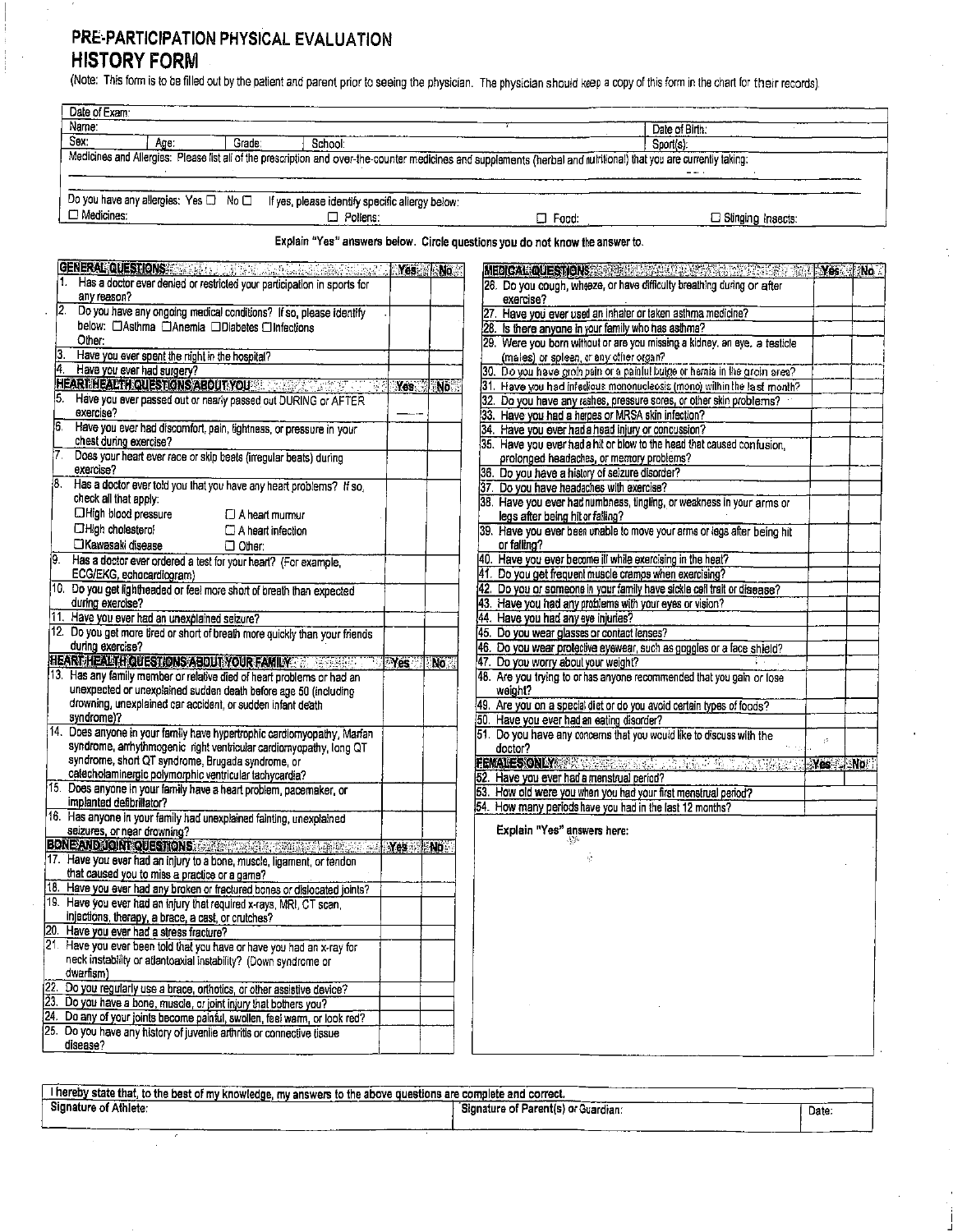# PRE-PARTICIPATION PHYSICAL EVALUATION

## HISTORY FORM

(Note: This form is to be filled out by the patient and parent prior to seeing the physician. The physician should keep a copy of this form in the chart for their records).

| Date of Exam: | | | | |
|---|---|---|---|---|
| Name: | | | | Date of Birth: |
| Sex: | Age: | Grade: | School: | Sport(s): |

Medicines and Allergies: Please list all of the prescription and over-the-counter medicines and supplements (herbal and nutritional) that you are currently taking:

Do you have any allergies: Yes ☐ No ☐ If yes, please identify specific allergy below:

☐ Medicines: ☐ Pollens: ☐ Food: ☐ Stinging Insects:

**Explain "Yes" answers below. Circle questions you do not know the answer to.**

| GENERAL QUESTIONS | Yes | No |
|---|---|---|
| 1. Has a doctor ever denied or restricted your participation in sports for any reason? | | |
| 2. Do you have any ongoing medical conditions? If so, please identify below: ☐Asthma ☐Anemia ☐Diabetes ☐Infections Other: | | |
| 3. Have you ever spent the night in the hospital? | | |
| 4. Have you ever had surgery? | | |
| **HEART HEALTH QUESTIONS ABOUT YOU** | **Yes** | **No** |
| 5. Have you ever passed out or nearly passed out DURING or AFTER exercise? | | |
| 6. Have you ever had discomfort, pain, tightness, or pressure in your chest during exercise? | | |
| 7. Does your heart ever race or skip beats (irregular beats) during exercise? | | |
| 8. Has a doctor ever told you that you have any heart problems? If so, check all that apply: ☐High blood pressure ☐ A heart murmur ☐High cholesterol ☐ A heart infection ☐Kawasaki disease ☐ Other: | | |
| 9. Has a doctor ever ordered a test for your heart? (For example, ECG/EKG, echocardiogram) | | |
| 10. Do you get lightheaded or feel more short of breath than expected during exercise? | | |
| 11. Have you ever had an unexplained seizure? | | |
| 12. Do you get more tired or short of breath more quickly than your friends during exercise? | | |
| **HEART HEALTH QUESTIONS ABOUT YOUR FAMILY** | **Yes** | **No** |
| 13. Has any family member or relative died of heart problems or had an unexpected or unexplained sudden death before age 50 (including drowning, unexplained car accident, or sudden infant death syndrome)? | | |
| 14. Does anyone in your family have hypertrophic cardiomyopathy, Marfan syndrome, arrhythmogenic right ventricular cardiomyopathy, long QT syndrome, short QT syndrome, Brugada syndrome, or catecholaminergic polymorphic ventricular tachycardia? | | |
| 15. Does anyone in your family have a heart problem, pacemaker, or implanted defibrillator? | | |
| 16. Has anyone in your family had unexplained fainting, unexplained seizures, or near drowning? | | |
| **BONE AND JOINT QUESTIONS** | **Yes** | **No** |
| 17. Have you ever had an injury to a bone, muscle, ligament, or tendon that caused you to miss a practice or a game? | | |
| 18. Have you ever had any broken or fractured bones or dislocated joints? | | |
| 19. Have you ever had an injury that required x-rays, MRI, CT scan, injections, therapy, a brace, a cast, or crutches? | | |
| 20. Have you ever had a stress fracture? | | |
| 21. Have you ever been told that you have or have you had an x-ray for neck instability or atlantoaxial instability? (Down syndrome or dwarfism) | | |
| 22. Do you regularly use a brace, orthotics, or other assistive device? | | |
| 23. Do you have a bone, muscle, or joint injury that bothers you? | | |
| 24. Do any of your joints become painful, swollen, feel warm, or look red? | | |
| 25. Do you have any history of juvenile arthritis or connective tissue disease? | | |

| MEDICAL QUESTIONS | Yes | No |
|---|---|---|
| 26. Do you cough, wheeze, or have difficulty breathing during or after exercise? | | |
| 27. Have you ever used an inhaler or taken asthma medicine? | | |
| 28. Is there anyone in your family who has asthma? | | |
| 29. Were you born without or are you missing a kidney, an eye, a testicle (males), or spleen, or any other organ? | | |
| 30. Do you have groin pain or a painful bulge or hernia in the groin area? | | |
| 31. Have you had infectious mononucleosis (mono) within the last month? | | |
| 32. Do you have any rashes, pressure sores, or other skin problems? | | |
| 33. Have you had a herpes or MRSA skin infection? | | |
| 34. Have you ever had a head injury or concussion? | | |
| 35. Have you ever had a hit or blow to the head that caused confusion, prolonged headaches, or memory problems? | | |
| 36. Do you have a history of seizure disorder? | | |
| 37. Do you have headaches with exercise? | | |
| 38. Have you ever had numbness, tingling, or weakness in your arms or legs after being hit or falling? | | |
| 39. Have you ever been unable to move your arms or legs after being hit or falling? | | |
| 40. Have you ever become ill while exercising in the heat? | | |
| 41. Do you get frequent muscle cramps when exercising? | | |
| 42. Do you or someone in your family have sickle cell trait or disease? | | |
| 43. Have you had any problems with your eyes or vision? | | |
| 44. Have you had any eye injuries? | | |
| 45. Do you wear glasses or contact lenses? | | |
| 46. Do you wear protective eyewear, such as goggles or a face shield? | | |
| 47. Do you worry about your weight? | | |
| 48. Are you trying to or has anyone recommended that you gain or lose weight? | | |
| 49. Are you on a special diet or do you avoid certain types of foods? | | |
| 50. Have you ever had an eating disorder? | | |
| 51. Do you have any concerns that you would like to discuss with the doctor? | | |
| **FEMALES ONLY** | **Yes** | **No** |
| 52. Have you ever had a menstrual period? | | |
| 53. How old were you when you had your first menstrual period? | | |
| 54. How many periods have you had in the last 12 months? | | |

**Explain "Yes" answers here:**

| I hereby state that, to the best of my knowledge, my answers to the above questions are complete and correct. | | |
|---|---|---|
| Signature of Athlete: | Signature of Parent(s) or Guardian: | Date: |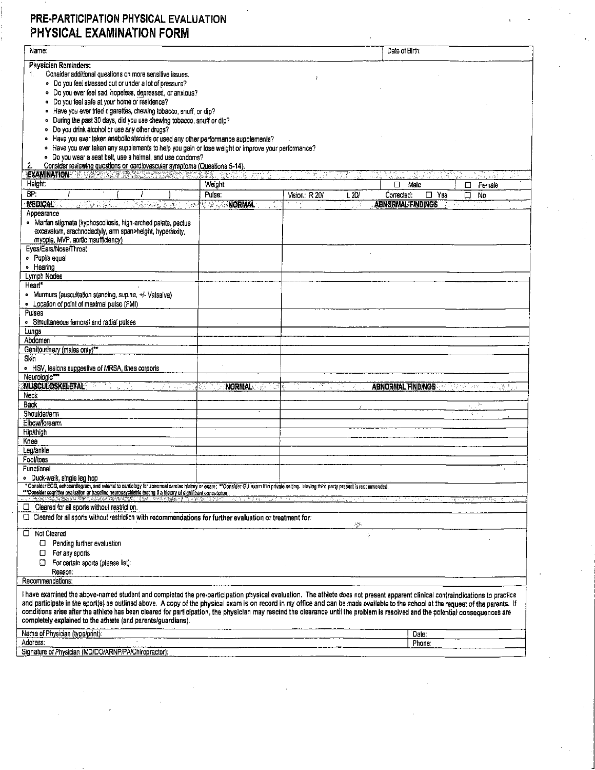# PRE-PARTICIPATION PHYSICAL EVALUATION
# PHYSICAL EXAMINATION FORM

| Name: | Date of Birth: |
|---|---|

**Physician Reminders:**

1. Consider additional questions on more sensitive issues.
   - Do you feel stressed out or under a lot of pressure?
   - Do you ever feel sad, hopeless, depressed, or anxious?
   - Do you feel safe at your home or residence?
   - Have you ever tried cigarettes, chewing tobacco, snuff, or dip?
   - During the past 30 days, did you use chewing tobacco, snuff or dip?
   - Do you drink alcohol or use any other drugs?
   - Have you ever taken anabolic steroids or used any other performance supplements?
   - Have you ever taken any supplements to help you gain or lose weight or improve your performance?
   - Do you wear a seat belt, use a helmet, and use condoms?
2. Consider reviewing questions on cardiovascular symptoms (Questions 5-14).

**EXAMINATION**

| Height: | Weight: | | ☐ Male | ☐ Female |
|---|---|---|---|---|
| BP: / ( / ) | Pulse: | Vision: R 20/ L 20/ | Corrected: ☐ Yes | ☐ No |

| MEDICAL | NORMAL | ABNORMAL FINDINGS |
|---|---|---|
| Appearance<br>• Marfan stigmata (kyphoscoliosis, high-arched palate, pectus excavatum, arachnodactyly, arm span>height, hyperlaxity, myopia, MVP, aortic insufficiency) | | |
| Eyes/Ears/Nose/Throat<br>• Pupils equal<br>• Hearing | | |
| Lymph Nodes | | |
| Heart*<br>• Murmurs (auscultation standing, supine, +/- Valsalva)<br>• Location of point of maximal pulse (PMI) | | |
| Pulses<br>• Simultaneous femoral and radial pulses | | |
| Lungs | | |
| Abdomen | | |
| Genitourinary (males only)** | | |
| Skin<br>• HSV, lesions suggestive of MRSA, tinea corporis | | |
| Neurologic*** | | |

| MUSCULOSKELETAL | NORMAL | ABNORMAL FINDINGS |
|---|---|---|
| Neck | | |
| Back | | |
| Shoulder/arm | | |
| Elbow/forearm | | |
| Hip/thigh | | |
| Knee | | |
| Leg/ankle | | |
| Foot/toes | | |
| Functional<br>• Duck-walk, single leg hop | | |

\* Consider ECG, echocardiogram, and referral to cardiology for abnormal cardiac history or exam; **Consider GU exam if in private setting. Having third party present is recommended.
***Consider cognitive evaluation or baseline neuropsychiatric testing if a history of significant concussion.

☐ Cleared for all sports without restriction.

☐ Cleared for all sports without restriction **with recommendations for further evaluation or treatment for:**

☐ Not Cleared
- ☐ Pending further evaluation
- ☐ For any sports
- ☐ For certain sports (please list):

Reason:

Recommendations:

**I have examined the above-named student and completed the pre-participation physical evaluation. The athlete does not present apparent clinical contraindications to practice and participate in the sport(s) as outlined above. A copy of the physical exam is on record in my office and can be made available to the school at the request of the parents. If conditions arise after the athlete has been cleared for participation, the physician may rescind the clearance until the problem is resolved and the potential consequences are completely explained to the athlete (and parents/guardians).**

| Name of Physician (type/print): | Date: |
|---|---|
| Address: | Phone: |
| Signature of Physician (MD/DO/ARNP/PA/Chiropractor): | |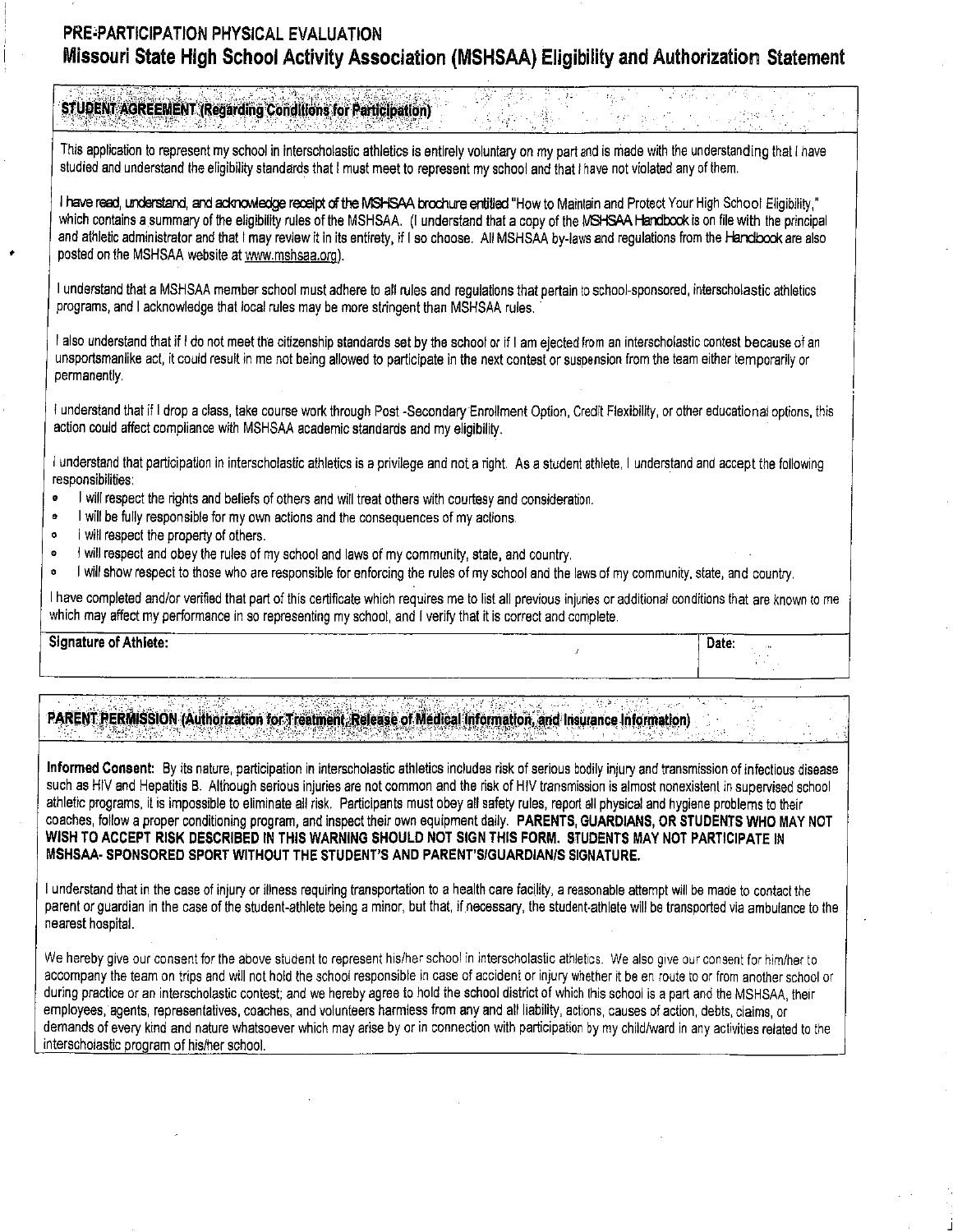# PRE-PARTICIPATION PHYSICAL EVALUATION

## Missouri State High School Activity Association (MSHSAA) Eligibility and Authorization Statement

### STUDENT AGREEMENT (Regarding Conditions for Participation)

This application to represent my school in interscholastic athletics is entirely voluntary on my part and is made with the understanding that I have studied and understand the eligibility standards that I must meet to represent my school and that I have not violated any of them.

I have read, understand, and acknowledge receipt of the MSHSAA brochure entitled "How to Maintain and Protect Your High School Eligibility," which contains a summary of the eligibility rules of the MSHSAA. (I understand that a copy of the MSHSAA Handbook is on file with the principal and athletic administrator and that I may review it in its entirety, if I so choose. All MSHSAA by-laws and regulations from the Handbook are also posted on the MSHSAA website at www.mshsaa.org).

I understand that a MSHSAA member school must adhere to all rules and regulations that pertain to school-sponsored, interscholastic athletics programs, and I acknowledge that local rules may be more stringent than MSHSAA rules.

I also understand that if I do not meet the citizenship standards set by the school or if I am ejected from an interscholastic contest because of an unsportsmanlike act, it could result in me not being allowed to participate in the next contest or suspension from the team either temporarily or permanently.

I understand that if I drop a class, take course work through Post -Secondary Enrollment Option, Credit Flexibility, or other educational options, this action could affect compliance with MSHSAA academic standards and my eligibility.

I understand that participation in interscholastic athletics is a privilege and not a right. As a student athlete, I understand and accept the following responsibilities:

- I will respect the rights and beliefs of others and will treat others with courtesy and consideration.
- I will be fully responsible for my own actions and the consequences of my actions.
- I will respect the property of others.
- I will respect and obey the rules of my school and laws of my community, state, and country.
- I will show respect to those who are responsible for enforcing the rules of my school and the laws of my community, state, and country.

I have completed and/or verified that part of this certificate which requires me to list all previous injuries or additional conditions that are known to me which may affect my performance in so representing my school, and I verify that it is correct and complete.

| Signature of Athlete: | Date: |
|---|---|
| | |

### PARENT PERMISSION (Authorization for Treatment, Release of Medical Information, and Insurance Information)

**Informed Consent:** By its nature, participation in interscholastic athletics includes risk of serious bodily injury and transmission of infectious disease such as HIV and Hepatitis B. Although serious injuries are not common and the risk of HIV transmission is almost nonexistent in supervised school athletic programs, it is impossible to eliminate all risk. Participants must obey all safety rules, report all physical and hygiene problems to their coaches, follow a proper conditioning program, and inspect their own equipment daily. **PARENTS, GUARDIANS, OR STUDENTS WHO MAY NOT WISH TO ACCEPT RISK DESCRIBED IN THIS WARNING SHOULD NOT SIGN THIS FORM. STUDENTS MAY NOT PARTICIPATE IN MSHSAA- SPONSORED SPORT WITHOUT THE STUDENT'S AND PARENT'S/GUARDIAN/S SIGNATURE.**

I understand that in the case of injury or illness requiring transportation to a health care facility, a reasonable attempt will be made to contact the parent or guardian in the case of the student-athlete being a minor, but that, if necessary, the student-athlete will be transported via ambulance to the nearest hospital.

We hereby give our consent for the above student to represent his/her school in interscholastic athletics. We also give our consent for him/her to accompany the team on trips and will not hold the school responsible in case of accident or injury whether it be en route to or from another school or during practice or an interscholastic contest; and we hereby agree to hold the school district of which this school is a part and the MSHSAA, their employees, agents, representatives, coaches, and volunteers harmless from any and all liability, actions, causes of action, debts, claims, or demands of every kind and nature whatsoever which may arise by or in connection with participation by my child/ward in any activities related to the interscholastic program of his/her school.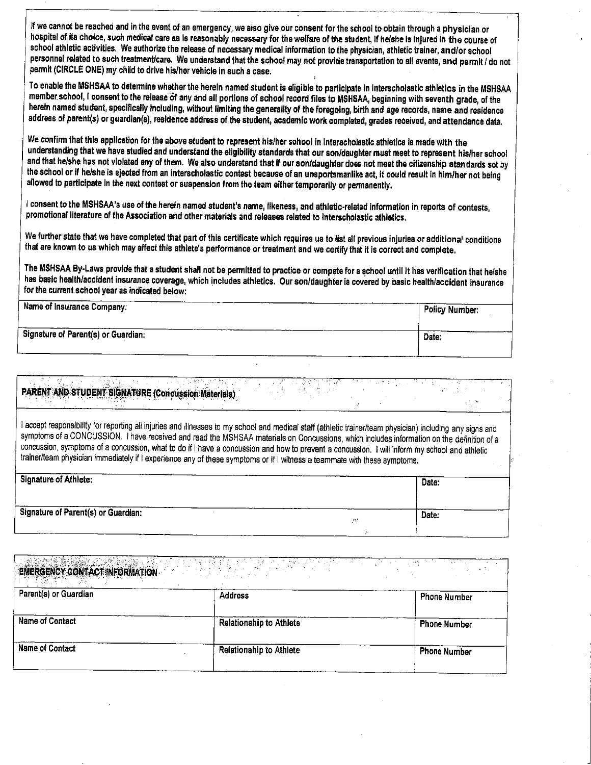If we cannot be reached and in the event of an emergency, we also give our consent for the school to obtain through a physician or hospital of its choice, such medical care as is reasonably necessary for the welfare of the student, if he/she is injured in the course of school athletic activities. We authorize the release of necessary medical information to the physician, athletic trainer, and/or school personnel related to such treatment/care. We understand that the school may not provide transportation to all events, and permit / do not permit (CIRCLE ONE) my child to drive his/her vehicle in such a case.

To enable the MSHSAA to determine whether the herein named student is eligible to participate in interscholastic athletics in the MSHSAA member school, I consent to the release of any and all portions of school record files to MSHSAA, beginning with seventh grade, of the herein named student, specifically including, without limiting the generality of the foregoing, birth and age records, name and residence address of parent(s) or guardian(s), residence address of the student, academic work completed, grades received, and attendance data.

We confirm that this application for the above student to represent his/her school in interscholastic athletics is made with the understanding that we have studied and understand the eligibility standards that our son/daughter must meet to represent his/her school and that he/she has not violated any of them. We also understand that if our son/daughter does not meet the citizenship standards set by the school or if he/she is ejected from an interscholastic contest because of an unsportsmanlike act, it could result in him/her not being allowed to participate in the next contest or suspension from the team either temporarily or permanently.

I consent to the MSHSAA's use of the herein named student's name, likeness, and athletic-related information in reports of contests, promotional literature of the Association and other materials and releases related to interscholastic athletics.

We further state that we have completed that part of this certificate which requires us to list all previous injuries or additional conditions that are known to us which may affect this athlete's performance or treatment and we certify that it is correct and complete.

The MSHSAA By-Laws provide that a student shall not be permitted to practice or compete for a school until it has verification that he/she has basic health/accident insurance coverage, which includes athletics. Our son/daughter is covered by basic health/accident insurance for the current school year as indicated below:

| | |
|---|---|
| Name of Insurance Company: | Policy Number: |
| Signature of Parent(s) or Guardian: | Date: |

## PARENT AND STUDENT SIGNATURE (Concussion Materials)

I accept responsibility for reporting all injuries and illnesses to my school and medical staff (athletic trainer/team physician) including any signs and symptoms of a CONCUSSION. I have received and read the MSHSAA materials on Concussions, which includes information on the definition of a concussion, symptoms of a concussion, what to do if I have a concussion and how to prevent a concussion. I will inform my school and athletic trainer/team physician immediately if I experience any of these symptoms or if I witness a teammate with these symptoms.

| | |
|---|---|
| Signature of Athlete: | Date: |
| Signature of Parent(s) or Guardian: | Date: |

## EMERGENCY CONTACT INFORMATION

| | | |
|---|---|---|
| Parent(s) or Guardian | Address | Phone Number |
| Name of Contact | Relationship to Athlete | Phone Number |
| Name of Contact | Relationship to Athlete | Phone Number |